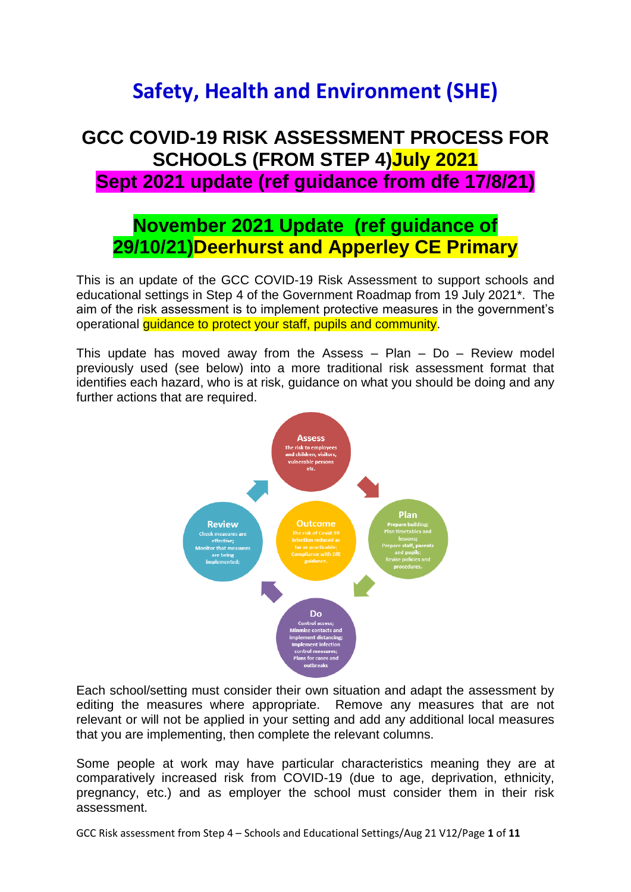# Safety, Health and Environment (SHE)

## GCC COVID-19 RISK ASSESSMENT PROCESS FOR SCHOOLS (FROM STEP 4)July 2021

## Sept 2021 update (ref guidance from dfe 17/8/21)

## November 2021 Update (ref guidance of 29/10/21)Deerhurst and Apperley CE Primary

This is an update of the GCC COVID-19 Risk Assessment to support schools and educational settings in Step 4 of the Government Roadmap from 19 July 2021*. The aim of the risk assessment is to implement protective measures in the government's operational guidance to protect your staff, pupils and community.

This update has moved away from the Assess – Plan – Do – Review model previously used (see below) into a more traditional risk assessment format that identifies each hazard, who is at risk, guidance on what you should be doing and any further actions that are required.

**Assess**
The risk to employees and children, visitors, vulnerable persons etc.

**Plan**
Prepare building; Plan timetables and lessons; Prepare staff, parents and pupils; Revise policies and procedures.

**Do**
Control access; Minimise contacts and implement distancing; Implement infection control measures; Plans for cases and outbreaks

**Review**
Check measures are effective; Monitor that measures are being implemented;

**Outcome**
The risk of Covid-19 infection reduced as far as practicable; Compliance with DfE guidance.

Each school/setting must consider their own situation and adapt the assessment by editing the measures where appropriate. Remove any measures that are not relevant or will not be applied in your setting and add any additional local measures that you are implementing, then complete the relevant columns.

Some people at work may have particular characteristics meaning they are at comparatively increased risk from COVID-19 (due to age, deprivation, ethnicity, pregnancy, etc.) and as employer the school must consider them in their risk assessment.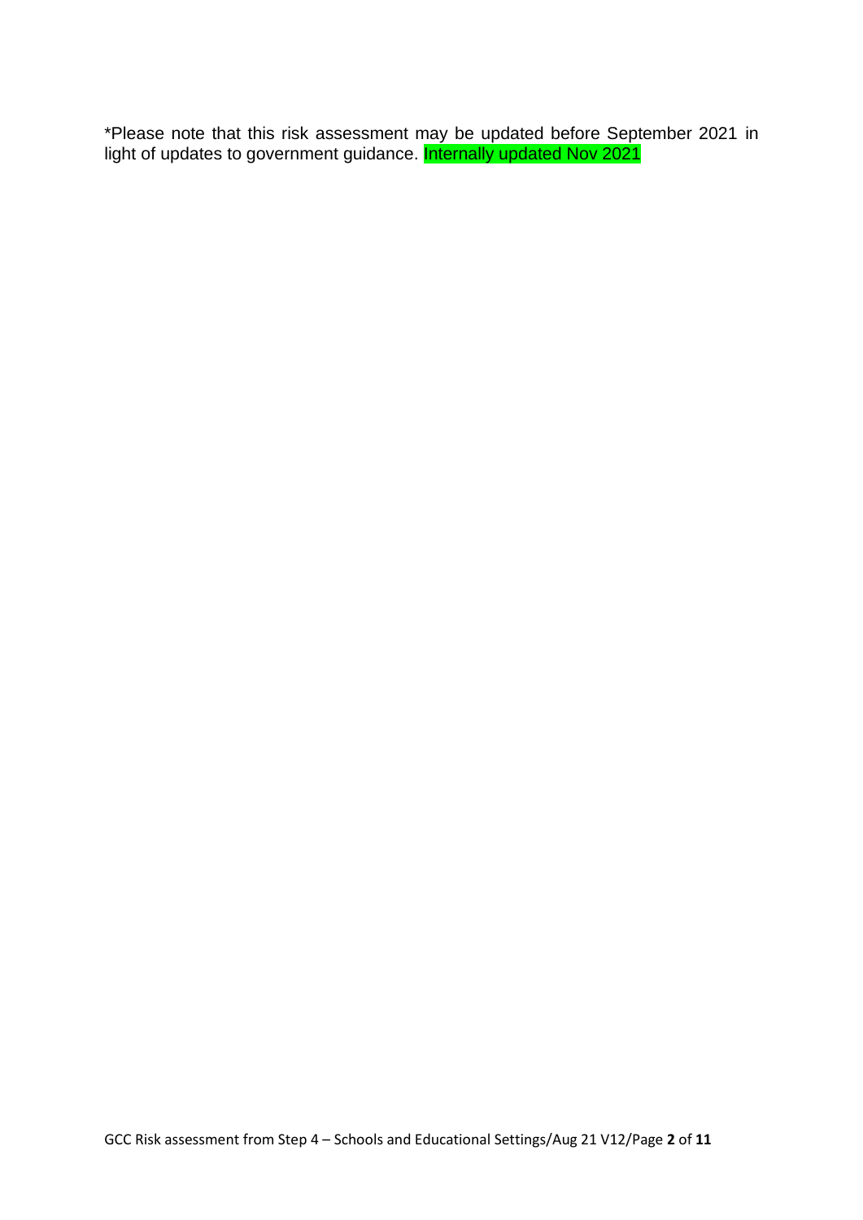*Please note that this risk assessment may be updated before September 2021 in light of updates to government guidance. Internally updated Nov 2021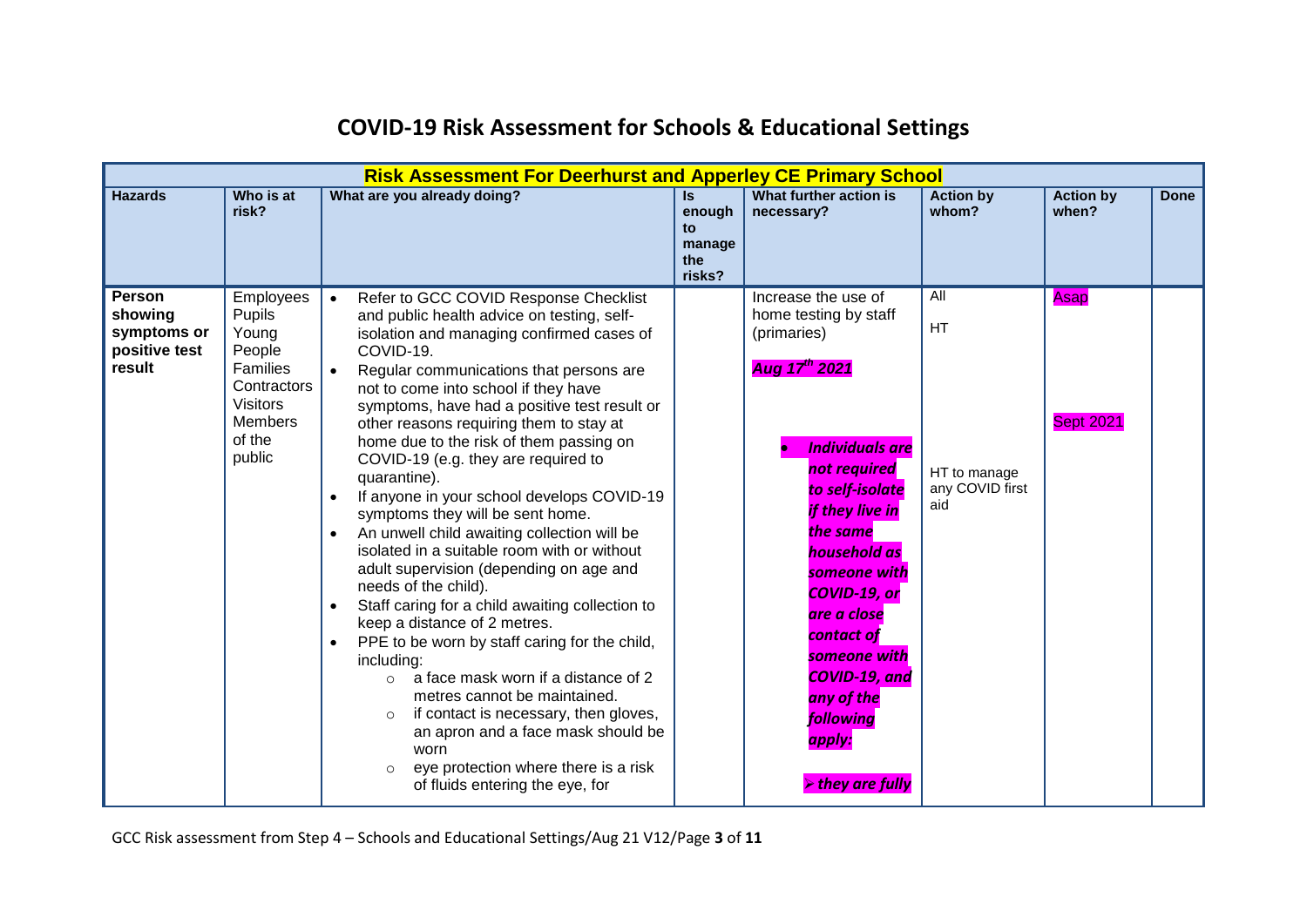# COVID-19 Risk Assessment for Schools & Educational Settings

| Risk Assessment For Deerhurst and Apperley CE Primary School | | | | | | | |
|---|---|---|---|---|---|---|---|
| **Hazards** | **Who is at risk?** | **What are you already doing?** | **Is enough to manage the risks?** | **What further action is necessary?** | **Action by whom?** | **Action by when?** | **Done** |
| **Person showing symptoms or positive test result** | Employees<br>Pupils<br>Young People<br>Families<br>Contractors<br>Visitors<br>Members of the public | • Refer to GCC COVID Response Checklist and public health advice on testing, self-isolation and managing confirmed cases of COVID-19.<br>• Regular communications that persons are not to come into school if they have symptoms, have had a positive test result or other reasons requiring them to stay at home due to the risk of them passing on COVID-19 (e.g. they are required to quarantine).<br>• If anyone in your school develops COVID-19 symptoms they will be sent home.<br>• An unwell child awaiting collection will be isolated in a suitable room with or without adult supervision (depending on age and needs of the child).<br>• Staff caring for a child awaiting collection to keep a distance of 2 metres.<br>• PPE to be worn by staff caring for the child, including:<br>  ○ a face mask worn if a distance of 2 metres cannot be maintained.<br>  ○ if contact is necessary, then gloves, an apron and a face mask should be worn<br>  ○ eye protection where there is a risk of fluids entering the eye, for | | Increase the use of home testing by staff (primaries)<br><br>***Aug 17th 2021***<br><br>• ***Individuals are not required to self-isolate if they live in the same household as someone with COVID-19, or are a close contact of someone with COVID-19, and any of the following apply:***<br><br>➢ ***they are fully*** | All<br><br>HT<br><br><br><br>HT to manage any COVID first aid | Asap<br><br><br><br>Sept 2021 | |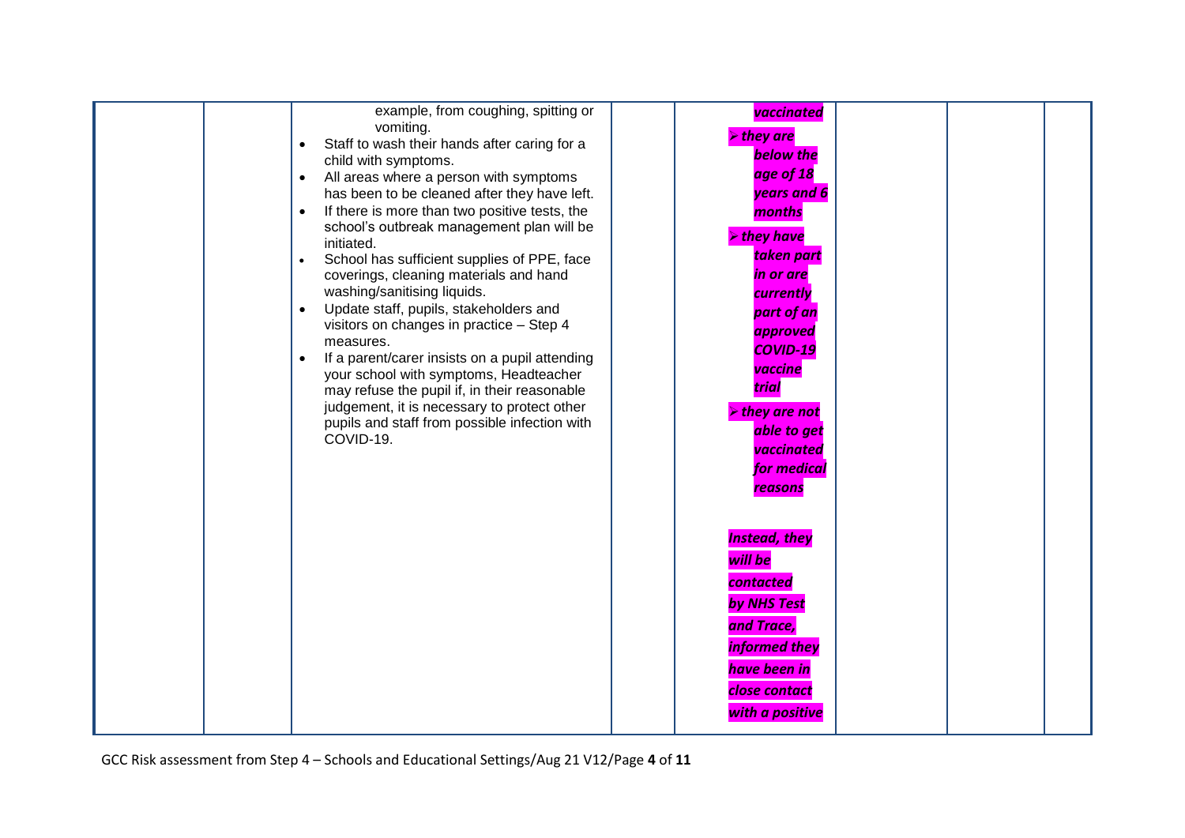| | | | | | | | |
|---|---|---|---|---|---|---|---|
| | | example, from coughing, spitting or vomiting.<br>• Staff to wash their hands after caring for a child with symptoms.<br>• All areas where a person with symptoms has been to be cleaned after they have left.<br>• If there is more than two positive tests, the school's outbreak management plan will be initiated.<br>• School has sufficient supplies of PPE, face coverings, cleaning materials and hand washing/sanitising liquids.<br>• Update staff, pupils, stakeholders and visitors on changes in practice – Step 4 measures.<br>• If a parent/carer insists on a pupil attending your school with symptoms, Headteacher may refuse the pupil if, in their reasonable judgement, it is necessary to protect other pupils and staff from possible infection with COVID-19. | | ***vaccinated***<br>➢ ***they are below the age of 18 years and 6 months***<br>➢ ***they have taken part in or are currently part of an approved COVID-19 vaccine trial***<br>➢ ***they are not able to get vaccinated for medical reasons***<br><br>***Instead, they will be contacted by NHS Test and Trace, informed they have been in close contact with a positive*** | | | |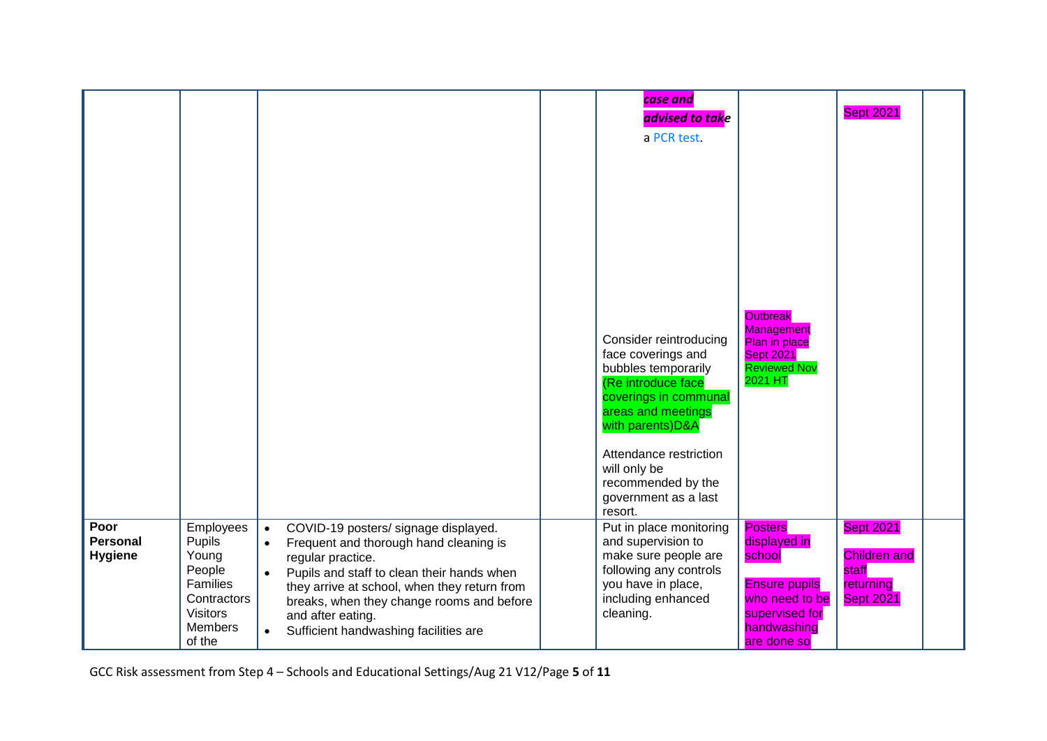|  |  |  |  | ***case and advised to take*** a PCR test.<br><br>Consider reintroducing face coverings and bubbles temporarily (Re introduce face coverings in communal areas and meetings with parents)D&A<br><br>Attendance restriction will only be recommended by the government as a last resort. | Outbreak Management Plan in place Sept 2021 Reviewed Nov 2021 HT | Sept 2021 |  |
|---|---|---|---|---|---|---|---|
| **Poor Personal Hygiene** | Employees<br>Pupils<br>Young People<br>Families<br>Contractors<br>Visitors<br>Members of the | • COVID-19 posters/ signage displayed.<br>• Frequent and thorough hand cleaning is regular practice.<br>• Pupils and staff to clean their hands when they arrive at school, when they return from breaks, when they change rooms and before and after eating.<br>• Sufficient handwashing facilities are |  | Put in place monitoring and supervision to make sure people are following any controls you have in place, including enhanced cleaning. | Posters displayed in school<br><br>Ensure pupils who need to be supervised for handwashing are done so | Sept 2021<br><br>Children and staff returning Sept 2021 |  |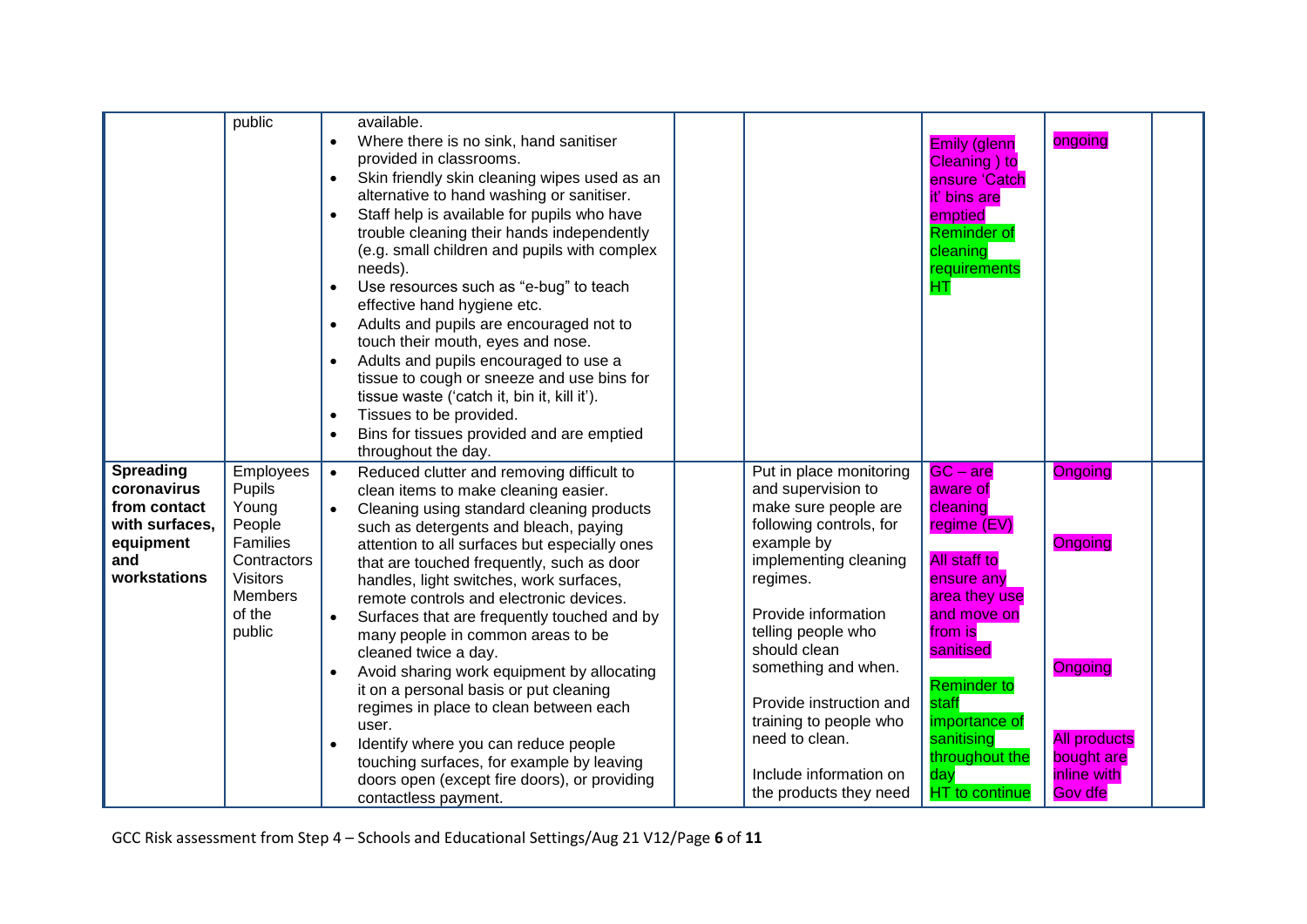| | | | | | | | |
|---|---|---|---|---|---|---|---|
| | public | available.<br>• Where there is no sink, hand sanitiser provided in classrooms.<br>• Skin friendly skin cleaning wipes used as an alternative to hand washing or sanitiser.<br>• Staff help is available for pupils who have trouble cleaning their hands independently (e.g. small children and pupils with complex needs).<br>• Use resources such as "e-bug" to teach effective hand hygiene etc.<br>• Adults and pupils are encouraged not to touch their mouth, eyes and nose.<br>• Adults and pupils encouraged to use a tissue to cough or sneeze and use bins for tissue waste ('catch it, bin it, kill it').<br>• Tissues to be provided.<br>• Bins for tissues provided and are emptied throughout the day. | | | Emily (glenn Cleaning ) to ensure 'Catch it' bins are emptied<br>Reminder of cleaning requirements HT | ongoing | |
| **Spreading coronavirus from contact with surfaces, equipment and workstations** | Employees<br>Pupils<br>Young People<br>Families<br>Contractors<br>Visitors<br>Members of the public | • Reduced clutter and removing difficult to clean items to make cleaning easier.<br>• Cleaning using standard cleaning products such as detergents and bleach, paying attention to all surfaces but especially ones that are touched frequently, such as door handles, light switches, work surfaces, remote controls and electronic devices.<br>• Surfaces that are frequently touched and by many people in common areas to be cleaned twice a day.<br>• Avoid sharing work equipment by allocating it on a personal basis or put cleaning regimes in place to clean between each user.<br>• Identify where you can reduce people touching surfaces, for example by leaving doors open (except fire doors), or providing contactless payment. | | Put in place monitoring and supervision to make sure people are following controls, for example by implementing cleaning regimes.<br><br>Provide information telling people who should clean something and when.<br><br>Provide instruction and training to people who need to clean.<br><br>Include information on the products they need | GC – are aware of cleaning regime (EV)<br><br>All staff to ensure any area they use and move on from is sanitised<br><br>Reminder to staff importance of sanitising throughout the day<br>HT to continue | Ongoing<br><br>Ongoing<br><br>Ongoing<br><br>All products bought are inline with Gov dfe | |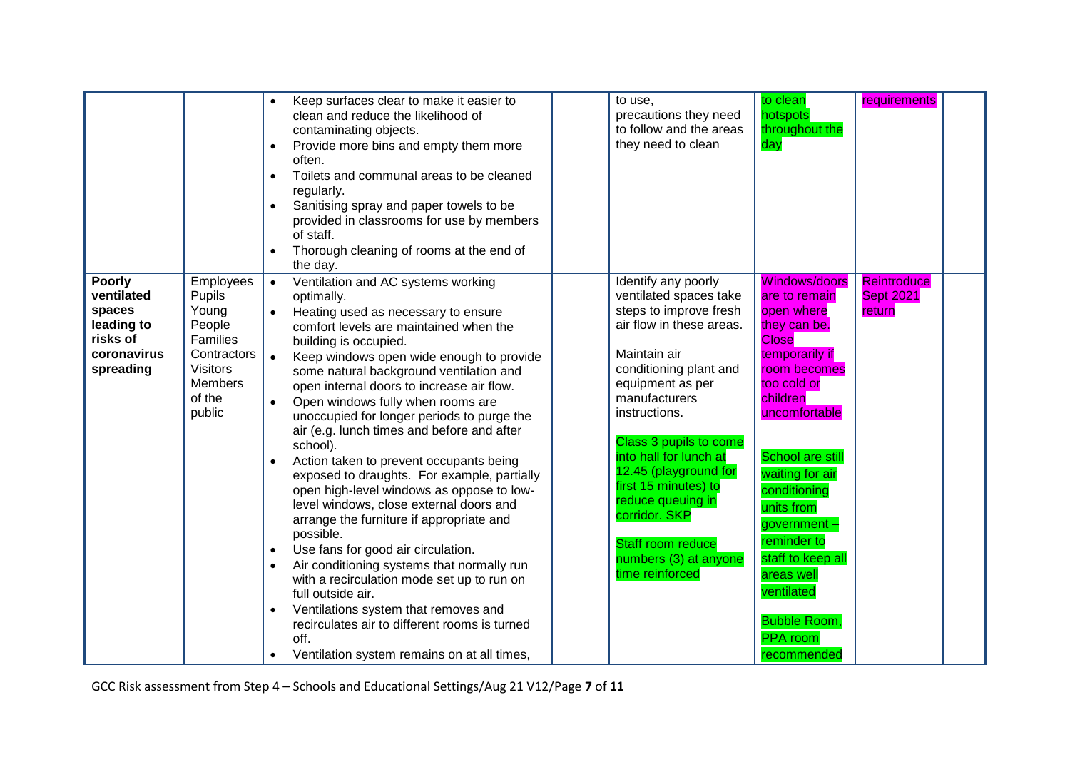| | | | | | | | |
|---|---|---|---|---|---|---|---|
| | | • Keep surfaces clear to make it easier to clean and reduce the likelihood of contaminating objects.<br>• Provide more bins and empty them more often.<br>• Toilets and communal areas to be cleaned regularly.<br>• Sanitising spray and paper towels to be provided in classrooms for use by members of staff.<br>• Thorough cleaning of rooms at the end of the day. | | to use, precautions they need to follow and the areas they need to clean | to clean hotspots throughout the day | requirements | |
| **Poorly ventilated spaces leading to risks of coronavirus spreading** | Employees<br>Pupils<br>Young People<br>Families<br>Contractors<br>Visitors<br>Members of the public | • Ventilation and AC systems working optimally.<br>• Heating used as necessary to ensure comfort levels are maintained when the building is occupied.<br>• Keep windows open wide enough to provide some natural background ventilation and open internal doors to increase air flow.<br>• Open windows fully when rooms are unoccupied for longer periods to purge the air (e.g. lunch times and before and after school).<br>• Action taken to prevent occupants being exposed to draughts. For example, partially open high-level windows as oppose to low-level windows, close external doors and arrange the furniture if appropriate and possible.<br>• Use fans for good air circulation.<br>• Air conditioning systems that normally run with a recirculation mode set up to run on full outside air.<br>• Ventilations system that removes and recirculates air to different rooms is turned off.<br>• Ventilation system remains on at all times, | | Identify any poorly ventilated spaces take steps to improve fresh air flow in these areas.<br><br>Maintain air conditioning plant and equipment as per manufacturers instructions.<br><br>Class 3 pupils to come into hall for lunch at 12.45 (playground for first 15 minutes) to reduce queuing in corridor. SKP<br><br>Staff room reduce numbers (3) at anyone time reinforced | Windows/doors are to remain open where they can be. Close temporarily if room becomes too cold or children uncomfortable<br><br>School are still waiting for air conditioning units from government – reminder to staff to keep all areas well ventilated<br><br>Bubble Room, PPA room recommended | Reintroduce Sept 2021 return | |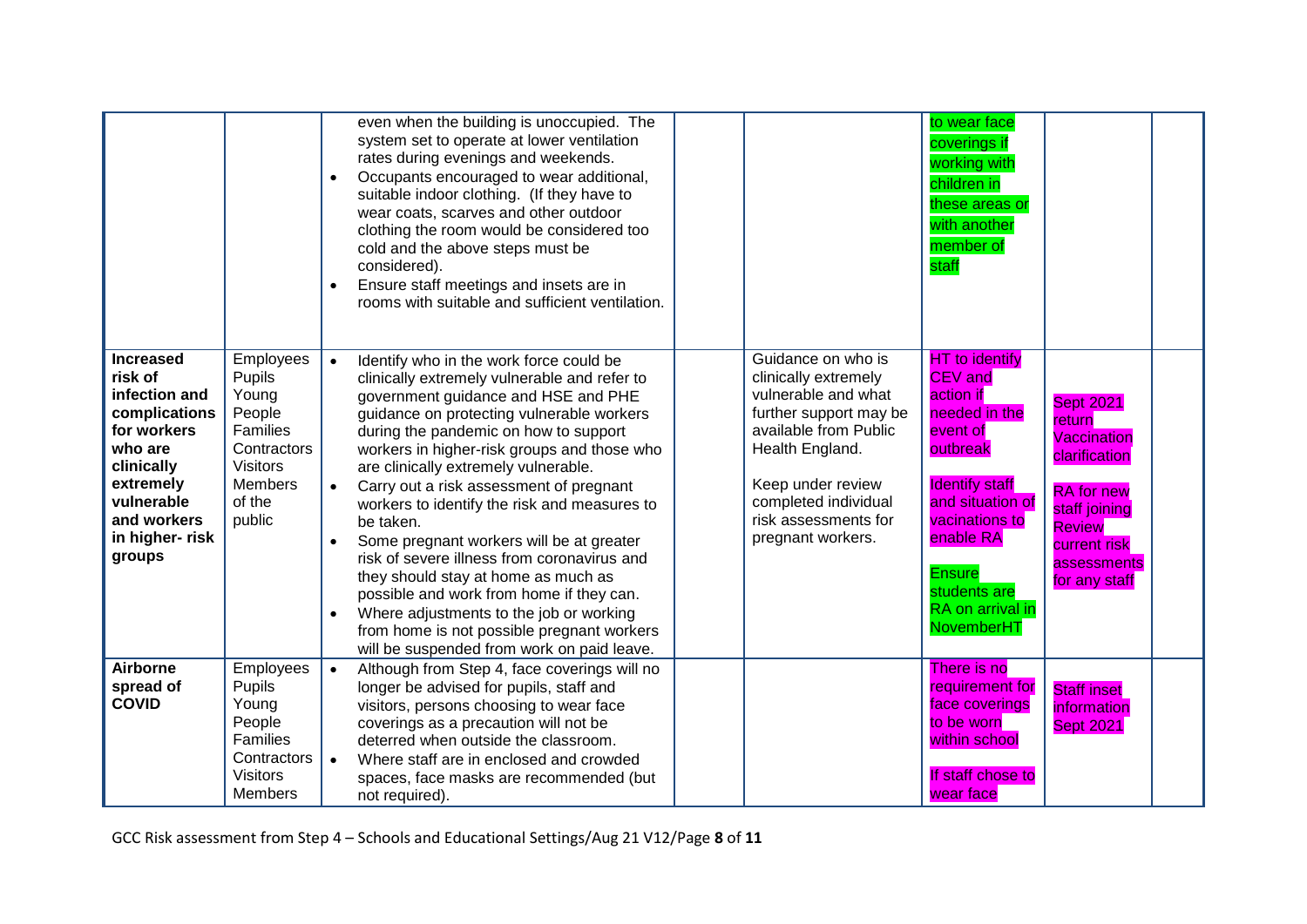| | | | | | | | |
|---|---|---|---|---|---|---|---|
| | | even when the building is unoccupied. The system set to operate at lower ventilation rates during evenings and weekends.<br>• Occupants encouraged to wear additional, suitable indoor clothing. (If they have to wear coats, scarves and other outdoor clothing the room would be considered too cold and the above steps must be considered).<br>• Ensure staff meetings and insets are in rooms with suitable and sufficient ventilation. | | | to wear face coverings if working with children in these areas or with another member of staff | | |
| **Increased risk of infection and complications for workers who are clinically extremely vulnerable and workers in higher- risk groups** | Employees<br>Pupils<br>Young People<br>Families<br>Contractors<br>Visitors<br>Members of the public | • Identify who in the work force could be clinically extremely vulnerable and refer to government guidance and HSE and PHE guidance on protecting vulnerable workers during the pandemic on how to support workers in higher-risk groups and those who are clinically extremely vulnerable.<br>• Carry out a risk assessment of pregnant workers to identify the risk and measures to be taken.<br>• Some pregnant workers will be at greater risk of severe illness from coronavirus and they should stay at home as much as possible and work from home if they can.<br>• Where adjustments to the job or working from home is not possible pregnant workers will be suspended from work on paid leave. | | Guidance on who is clinically extremely vulnerable and what further support may be available from Public Health England.<br><br>Keep under review completed individual risk assessments for pregnant workers. | HT to identify CEV and action if needed in the event of outbreak<br><br>Identify staff and situation of vacinations to enable RA<br><br>Ensure students are RA on arrival in NovemberHT | Sept 2021 return Vaccination clarification<br><br>RA for new staff joining Review current risk assessments for any staff | |
| **Airborne spread of COVID** | Employees<br>Pupils<br>Young People<br>Families<br>Contractors<br>Visitors<br>Members | • Although from Step 4, face coverings will no longer be advised for pupils, staff and visitors, persons choosing to wear face coverings as a precaution will not be deterred when outside the classroom.<br>• Where staff are in enclosed and crowded spaces, face masks are recommended (but not required). | | | There is no requirement for face coverings to be worn within school<br><br>If staff chose to wear face | Staff inset information Sept 2021 | |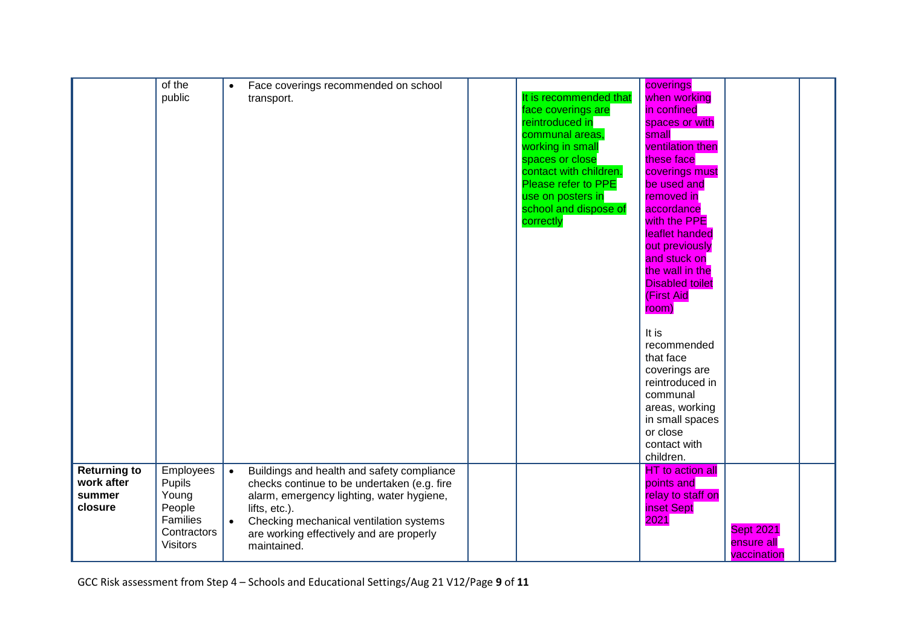| | | | | | | | |
|---|---|---|---|---|---|---|---|
| | of the public | • Face coverings recommended on school transport. | | It is recommended that face coverings are reintroduced in communal areas, working in small spaces or close contact with children. Please refer to PPE use on posters in school and dispose of correctly | coverings when working in confined spaces or with small ventilation then these face coverings must be used and removed in accordance with the PPE leaflet handed out previously and stuck on the wall in the Disabled toilet (First Aid room)<br><br>It is recommended that face coverings are reintroduced in communal areas, working in small spaces or close contact with children. | | |
| **Returning to work after summer closure** | Employees<br>Pupils<br>Young People<br>Families<br>Contractors<br>Visitors | • Buildings and health and safety compliance checks continue to be undertaken (e.g. fire alarm, emergency lighting, water hygiene, lifts, etc.).<br>• Checking mechanical ventilation systems are working effectively and are properly maintained. | | | HT to action all points and relay to staff on inset Sept 2021 | Sept 2021 ensure all vaccination | |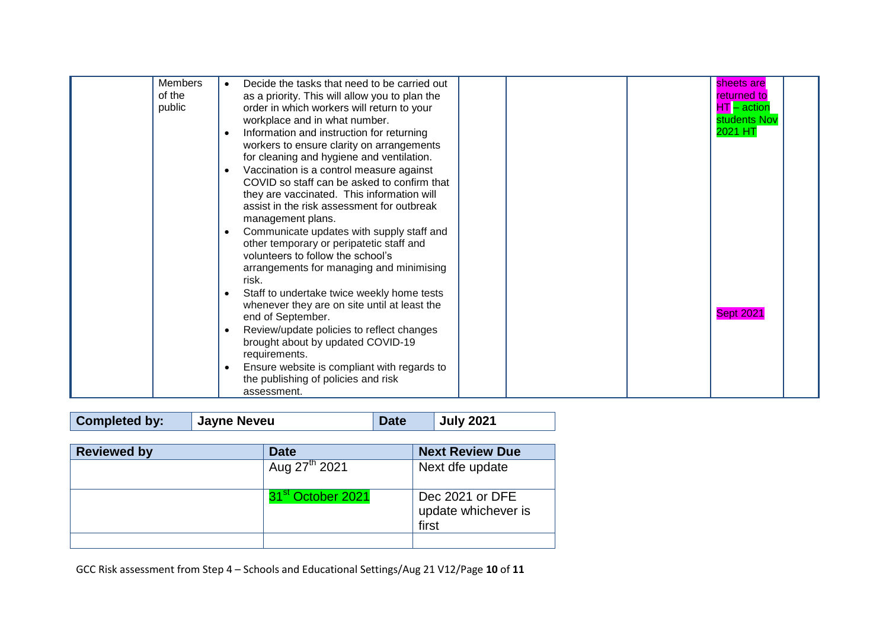| | | | | | | | |
|---|---|---|---|---|---|---|---|
| | Members of the public | <ul><li>Decide the tasks that need to be carried out as a priority. This will allow you to plan the order in which workers will return to your workplace and in what number.</li><li>Information and instruction for returning workers to ensure clarity on arrangements for cleaning and hygiene and ventilation.</li><li>Vaccination is a control measure against COVID so staff can be asked to confirm that they are vaccinated. This information will assist in the risk assessment for outbreak management plans.</li><li>Communicate updates with supply staff and other temporary or peripatetic staff and volunteers to follow the school's arrangements for managing and minimising risk.</li><li>Staff to undertake twice weekly home tests whenever they are on site until at least the end of September.</li><li>Review/update policies to reflect changes brought about by updated COVID-19 requirements.</li><li>Ensure website is compliant with regards to the publishing of policies and risk assessment.</li></ul> | | | | sheets are returned to HT – action students Nov 2021 HT<br><br>Sept 2021 | |

| Completed by: | Jayne Neveu | Date | July 2021 |
|---|---|---|---|

| Reviewed by | Date | Next Review Due |
|---|---|---|
| | Aug 27th 2021 | Next dfe update |
| | 31st October 2021 | Dec 2021 or DFE update whichever is first |
| | | |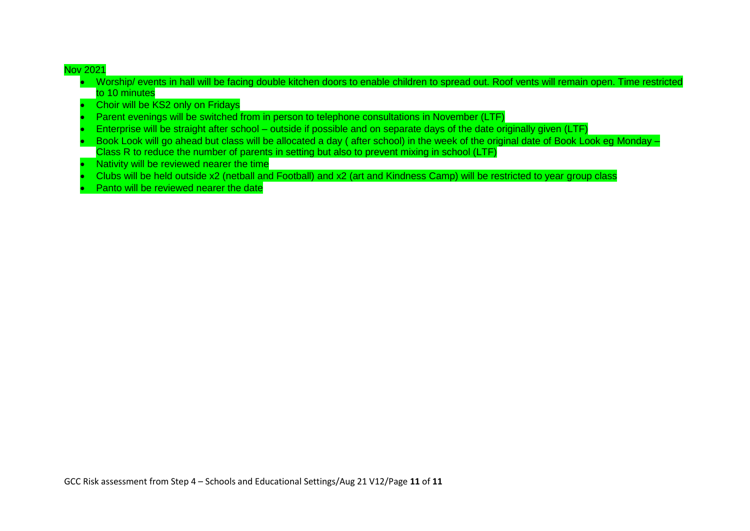Nov 2021

- Worship/ events in hall will be facing double kitchen doors to enable children to spread out. Roof vents will remain open. Time restricted to 10 minutes
- Choir will be KS2 only on Fridays
- Parent evenings will be switched from in person to telephone consultations in November (LTF)
- Enterprise will be straight after school – outside if possible and on separate days of the date originally given (LTF)
- Book Look will go ahead but class will be allocated a day ( after school) in the week of the original date of Book Look eg Monday – Class R to reduce the number of parents in setting but also to prevent mixing in school (LTF)
- Nativity will be reviewed nearer the time
- Clubs will be held outside x2 (netball and Football) and x2 (art and Kindness Camp) will be restricted to year group class
- Panto will be reviewed nearer the date